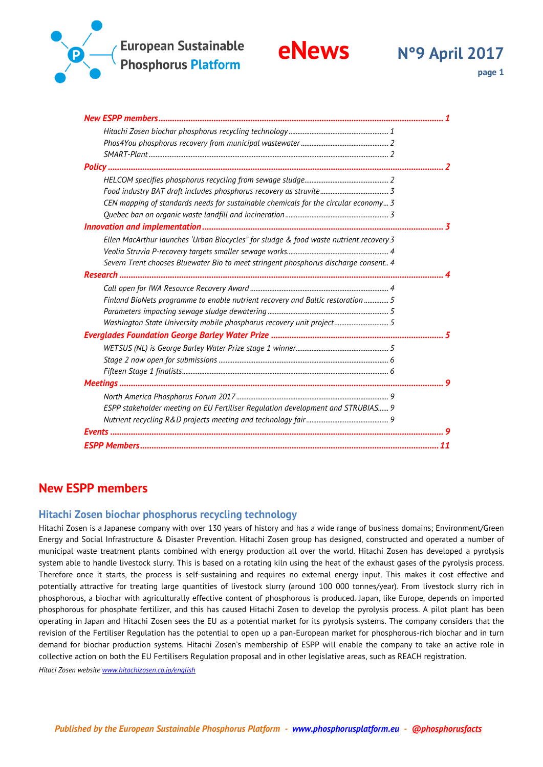# European Sustainable Phosphorus Platform

# eNews

**N°9 April 2017**

**New ESPP members** ... 1
- *Hitachi Zosen biochar phosphorus recycling technology* ... 1
- *Phos4You phosphorus recovery from municipal wastewater* ... 2
- *SMART-Plant* ... 2

**Policy** ... 2
- *HELCOM specifies phosphorus recycling from sewage sludge* ... 2
- *Food industry BAT draft includes phosphorus recovery as struvite* ... 3
- *CEN mapping of standards needs for sustainable chemicals for the circular economy* ... 3
- *Quebec ban on organic waste landfill and incineration* ... 3

**Innovation and implementation** ... 3
- *Ellen MacArthur launches 'Urban Biocycles" for sludge & food waste nutrient recovery* 3
- *Veolia Struvia P-recovery targets smaller sewage works* ... 4
- *Severn Trent chooses Bluewater Bio to meet stringent phosphorus discharge consent* .. 4

**Research** ... 4
- *Call open for IWA Resource Recovery Award* ... 4
- *Finland BioNets programme to enable nutrient recovery and Baltic restoration* ... 5
- *Parameters impacting sewage sludge dewatering* ... 5
- *Washington State University mobile phosphorus recovery unit project* ... 5

**Everglades Foundation George Barley Water Prize** ... 5
- *WETSUS (NL) is George Barley Water Prize stage 1 winner* ... 5
- *Stage 2 now open for submissions* ... 6
- *Fifteen Stage 1 finalists* ... 6

**Meetings** ... 9
- *North America Phosphorus Forum 2017* ... 9
- *ESPP stakeholder meeting on EU Fertiliser Regulation development and STRUBIAS* ... 9
- *Nutrient recycling R&D projects meeting and technology fair* ... 9

**Events** ... 9

**ESPP Members** ... 11

## New ESPP members

### Hitachi Zosen biochar phosphorus recycling technology

Hitachi Zosen is a Japanese company with over 130 years of history and has a wide range of business domains; Environment/Green Energy and Social Infrastructure & Disaster Prevention. Hitachi Zosen group has designed, constructed and operated a number of municipal waste treatment plants combined with energy production all over the world. Hitachi Zosen has developed a pyrolysis system able to handle livestock slurry. This is based on a rotating kiln using the heat of the exhaust gases of the pyrolysis process. Therefore once it starts, the process is self-sustaining and requires no external energy input. This makes it cost effective and potentially attractive for treating large quantities of livestock slurry (around 100 000 tonnes/year). From livestock slurry rich in phosphorous, a biochar with agriculturally effective content of phosphorous is produced. Japan, like Europe, depends on imported phosphorous for phosphate fertilizer, and this has caused Hitachi Zosen to develop the pyrolysis process. A pilot plant has been operating in Japan and Hitachi Zosen sees the EU as a potential market for its pyrolysis systems. The company considers that the revision of the Fertiliser Regulation has the potential to open up a pan-European market for phosphorous-rich biochar and in turn demand for biochar production systems. Hitachi Zosen's membership of ESPP will enable the company to take an active role in collective action on both the EU Fertilisers Regulation proposal and in other legislative areas, such as REACH registration.

*Hitaci Zosen website* www.hitachizosen.co.jp/english

*Published by the European Sustainable Phosphorus Platform - www.phosphorusplatform.eu - @phosphorusfacts*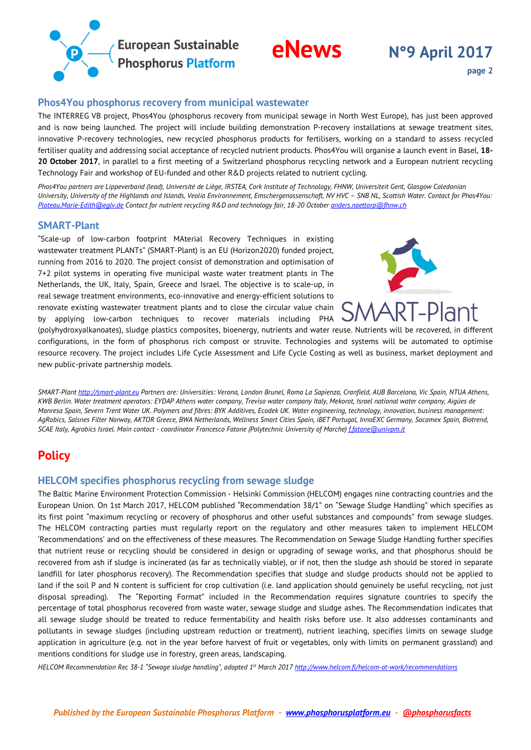## Phos4You phosphorus recovery from municipal wastewater

The INTERREG VB project, Phos4You (phosphorus recovery from municipal sewage in North West Europe), has just been approved and is now being launched. The project will include building demonstration P-recovery installations at sewage treatment sites, innovative P-recovery technologies, new recycled phosphorus products for fertilisers, working on a standard to assess recycled fertiliser quality and addressing social acceptance of recycled nutrient products. Phos4You will organise a launch event in Basel, **18-20 October 2017**, in parallel to a first meeting of a Switzerland phosphorus recycling network and a European nutrient recycling Technology Fair and workshop of EU-funded and other R&D projects related to nutrient cycling.

*Phos4You partners are Lippeverband (lead), Université de Liège, IRSTEA, Cork Institute of Technology, FHNW, Universiteit Gent, Glasgow Caledonian University, University of the Highlands and Islands, Veolia Environnement, Emschergenossenschaft, NV HVC – SNB NL, Scottish Water. Contact for Phos4You: Ploteau.Marie-Edith@eglv.de Contact for nutrient recycling R&D and technology fair, 18-20 October anders.naettorp@fhnw.ch*

## SMART-Plant

"Scale-up of low-carbon footprint MAterial Recovery Techniques in existing wastewater treatment PLANTs" (SMART-Plant) is an EU (Horizon2020) funded project, running from 2016 to 2020. The project consist of demonstration and optimisation of 7+2 pilot systems in operating five municipal waste water treatment plants in The Netherlands, the UK, Italy, Spain, Greece and Israel. The objective is to scale-up, in real sewage treatment environments, eco-innovative and energy-efficient solutions to renovate existing wastewater treatment plants and to close the circular value chain by applying low-carbon techniques to recover materials including PHA (polyhydroxyalkanoates), sludge plastics composites, bioenergy, nutrients and water reuse. Nutrients will be recovered, in different configurations, in the form of phosphorus rich compost or struvite. Technologies and systems will be automated to optimise resource recovery. The project includes Life Cycle Assessment and Life Cycle Costing as well as business, market deployment and new public-private partnership models.

*SMART-Plant http://smart-plant.eu Partners are: Universities: Verona, London Brunel, Roma La Sapienza, Cranfield, AUB Barcelona, Vic Spain, NTUA Athens, KWB Berlin. Water treatment operators: EYDAP Athens water company, Treviso water company Italy, Mekorot, Israel national water company, Aigües de Manresa Spain, Severn Trent Water UK. Polymers and fibres: BYK Additives, Ecodek UK. Water engineering, technology, innovation, business management: AgRobics, Salsnes Filter Norway, AKTOR Greece, BWA Netherlands, Wellness Smart Cities Spain, iBET Portugal, InnoEXC Germany, Socamex Spain, Biotrend, SCAE Italy, Agrobics Israel. Main contact - coordinator Francesco Fatone (Polytechnic University of Marche) f.fatone@univpm.it*

# Policy

## HELCOM specifies phosphorus recycling from sewage sludge

The Baltic Marine Environment Protection Commission - Helsinki Commission (HELCOM) engages nine contracting countries and the European Union. On 1st March 2017, HELCOM published "Recommendation 38/1" on "Sewage Sludge Handling" which specifies as its first point "maximum recycling or recovery of phosphorus and other useful substances and compounds" from sewage sludges. The HELCOM contracting parties must regularly report on the regulatory and other measures taken to implement HELCOM 'Recommendations' and on the effectiveness of these measures. The Recommendation on Sewage Sludge Handling further specifies that nutrient reuse or recycling should be considered in design or upgrading of sewage works, and that phosphorus should be recovered from ash if sludge is incinerated (as far as technically viable), or if not, then the sludge ash should be stored in separate landfill for later phosphorus recovery). The Recommendation specifies that sludge and sludge products should not be applied to land if the soil P and N content is sufficient for crop cultivation (i.e. land application should genuinely be useful recycling, not just disposal spreading). The "Reporting Format" included in the Recommendation requires signature countries to specify the percentage of total phosphorus recovered from waste water, sewage sludge and sludge ashes. The Recommendation indicates that all sewage sludge should be treated to reduce fermentability and health risks before use. It also addresses contaminants and pollutants in sewage sludges (including upstream reduction or treatment), nutrient leaching, specifies limits on sewage sludge application in agriculture (e.g. not in the year before harvest of fruit or vegetables, only with limits on permanent grassland) and mentions conditions for sludge use in forestry, green areas, landscaping.

*HELCOM Recommendation Rec 38-1 "Sewage sludge handling", adopted 1st March 2017 http://www.helcom.fi/helcom-at-work/recommendations*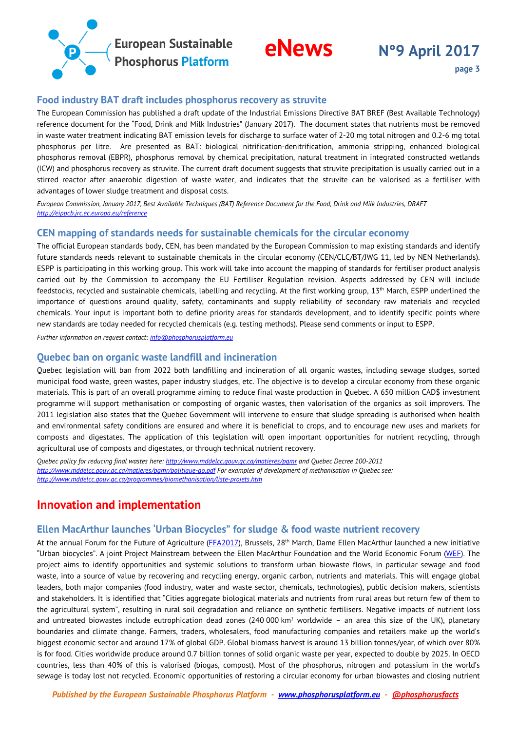## Food industry BAT draft includes phosphorus recovery as struvite

The European Commission has published a draft update of the Industrial Emissions Directive BAT BREF (Best Available Technology) reference document for the "Food, Drink and Milk Industries" (January 2017). The document states that nutrients must be removed in waste water treatment indicating BAT emission levels for discharge to surface water of 2-20 mg total nitrogen and 0.2-6 mg total phosphorus per litre. Are presented as BAT: biological nitrification-denitrification, ammonia stripping, enhanced biological phosphorus removal (EBPR), phosphorus removal by chemical precipitation, natural treatment in integrated constructed wetlands (ICW) and phosphorus recovery as struvite. The current draft document suggests that struvite precipitation is usually carried out in a stirred reactor after anaerobic digestion of waste water, and indicates that the struvite can be valorised as a fertiliser with advantages of lower sludge treatment and disposal costs.

*European Commission, January 2017, Best Available Techniques (BAT) Reference Document for the Food, Drink and Milk Industries, DRAFT http://eippcb.jrc.ec.europa.eu/reference*

## CEN mapping of standards needs for sustainable chemicals for the circular economy

The official European standards body, CEN, has been mandated by the European Commission to map existing standards and identify future standards needs relevant to sustainable chemicals in the circular economy (CEN/CLC/BT/JWG 11, led by NEN Netherlands). ESPP is participating in this working group. This work will take into account the mapping of standards for fertiliser product analysis carried out by the Commission to accompany the EU Fertiliser Regulation revision. Aspects addressed by CEN will include feedstocks, recycled and sustainable chemicals, labelling and recycling. At the first working group, 13th March, ESPP underlined the importance of questions around quality, safety, contaminants and supply reliability of secondary raw materials and recycled chemicals. Your input is important both to define priority areas for standards development, and to identify specific points where new standards are today needed for recycled chemicals (e.g. testing methods). Please send comments or input to ESPP.

*Further information on request contact: info@phosphorusplatform.eu*

## Quebec ban on organic waste landfill and incineration

Quebec legislation will ban from 2022 both landfilling and incineration of all organic wastes, including sewage sludges, sorted municipal food waste, green wastes, paper industry sludges, etc. The objective is to develop a circular economy from these organic materials. This is part of an overall programme aiming to reduce final waste production in Quebec. A 650 million CAD$ investment programme will support methanisation or composting of organic wastes, then valorisation of the organics as soil improvers. The 2011 legislation also states that the Quebec Government will intervene to ensure that sludge spreading is authorised when health and environmental safety conditions are ensured and where it is beneficial to crops, and to encourage new uses and markets for composts and digestates. The application of this legislation will open important opportunities for nutrient recycling, through agricultural use of composts and digestates, or through technical nutrient recovery.

*Quebec policy for reducing final wastes here: http://www.mddelcc.gouv.qc.ca/matieres/pgmr and Quebec Decree 100-2011 http://www.mddelcc.gouv.qc.ca/matieres/pgmr/politique-qo.pdf For examples of development of methanisation in Quebec see: http://www.mddelcc.gouv.qc.ca/programmes/biomethanisation/liste-projets.htm*

# Innovation and implementation

## Ellen MacArthur launches 'Urban Biocycles" for sludge & food waste nutrient recovery

At the annual Forum for the Future of Agriculture (FFA2017), Brussels, 28th March, Dame Ellen MacArthur launched a new initiative "Urban biocycles". A joint Project Mainstream between the Ellen MacArthur Foundation and the World Economic Forum (WEF). The project aims to identify opportunities and systemic solutions to transform urban biowaste flows, in particular sewage and food waste, into a source of value by recovering and recycling energy, organic carbon, nutrients and materials. This will engage global leaders, both major companies (food industry, water and waste sector, chemicals, technologies), public decision makers, scientists and stakeholders. It is identified that "Cities aggregate biological materials and nutrients from rural areas but return few of them to the agricultural system", resulting in rural soil degradation and reliance on synthetic fertilisers. Negative impacts of nutrient loss and untreated biowastes include eutrophication dead zones (240 000 km$^2$ worldwide – an area this size of the UK), planetary boundaries and climate change. Farmers, traders, wholesalers, food manufacturing companies and retailers make up the world's biggest economic sector and around 17% of global GDP. Global biomass harvest is around 13 billion tonnes/year, of which over 80% is for food. Cities worldwide produce around 0.7 billion tonnes of solid organic waste per year, expected to double by 2025. In OECD countries, less than 40% of this is valorised (biogas, compost). Most of the phosphorus, nitrogen and potassium in the world's sewage is today lost not recycled. Economic opportunities of restoring a circular economy for urban biowastes and closing nutrient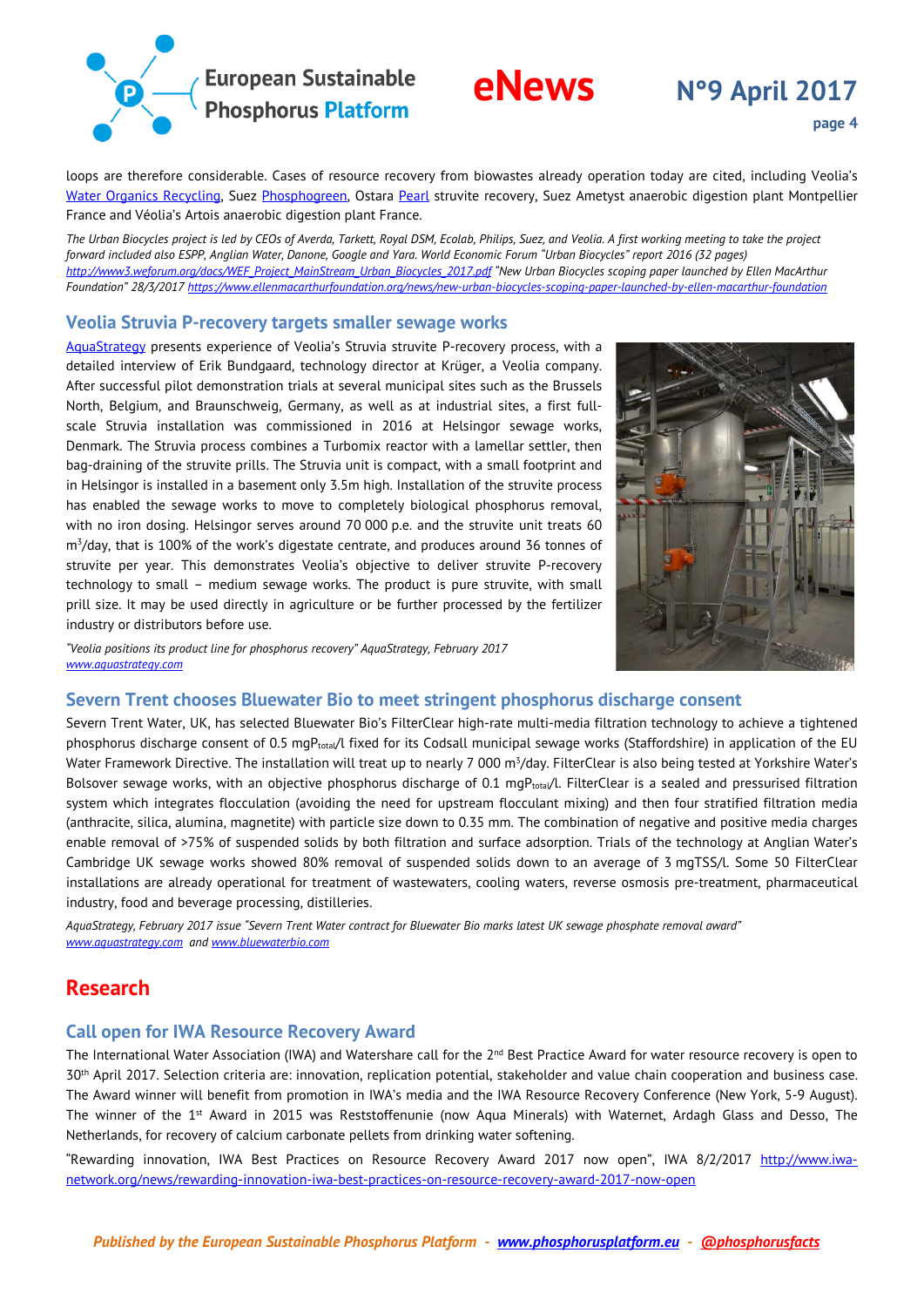loops are therefore considerable. Cases of resource recovery from biowastes already operation today are cited, including Veolia's [Water Organics Recycling](), Suez [Phosphogreen](), Ostara [Pearl]() struvite recovery, Suez Ametyst anaerobic digestion plant Montpellier France and Véolia's Artois anaerobic digestion plant France.

*The Urban Biocycles project is led by CEOs of Averda, Tarkett, Royal DSM, Ecolab, Philips, Suez, and Veolia. A first working meeting to take the project forward included also ESPP, Anglian Water, Danone, Google and Yara. World Economic Forum "Urban Biocycles" report 2016 (32 pages) http://www3.weforum.org/docs/WEF_Project_MainStream_Urban_Biocycles_2017.pdf "New Urban Biocycles scoping paper launched by Ellen MacArthur Foundation" 28/3/2017 https://www.ellenmacarthurfoundation.org/news/new-urban-biocycles-scoping-paper-launched-by-ellen-macarthur-foundation*

## Veolia Struvia P-recovery targets smaller sewage works

[AquaStrategy]() presents experience of Veolia's Struvia struvite P-recovery process, with a detailed interview of Erik Bundgaard, technology director at Krüger, a Veolia company. After successful pilot demonstration trials at several municipal sites such as the Brussels North, Belgium, and Braunschweig, Germany, as well as at industrial sites, a first full-scale Struvia installation was commissioned in 2016 at Helsingor sewage works, Denmark. The Struvia process combines a Turbomix reactor with a lamellar settler, then bag-draining of the struvite prills. The Struvia unit is compact, with a small footprint and in Helsingor is installed in a basement only 3.5m high. Installation of the struvite process has enabled the sewage works to move to completely biological phosphorus removal, with no iron dosing. Helsingor serves around 70 000 p.e. and the struvite unit treats 60 $m^3$/day, that is 100% of the work's digestate centrate, and produces around 36 tonnes of struvite per year. This demonstrates Veolia's objective to deliver struvite P-recovery technology to small – medium sewage works. The product is pure struvite, with small prill size. It may be used directly in agriculture or be further processed by the fertilizer industry or distributors before use.

*"Veolia positions its product line for phosphorus recovery" AquaStrategy, February 2017 www.aquastrategy.com*

## Severn Trent chooses Bluewater Bio to meet stringent phosphorus discharge consent

Severn Trent Water, UK, has selected Bluewater Bio's FilterClear high-rate multi-media filtration technology to achieve a tightened phosphorus discharge consent of 0.5 $mgP_{total}$/l fixed for its Codsall municipal sewage works (Staffordshire) in application of the EU Water Framework Directive. The installation will treat up to nearly 7 000 $m^3$/day. FilterClear is also being tested at Yorkshire Water's Bolsover sewage works, with an objective phosphorus discharge of 0.1 $mgP_{total}$/l. FilterClear is a sealed and pressurised filtration system which integrates flocculation (avoiding the need for upstream flocculant mixing) and then four stratified filtration media (anthracite, silica, alumina, magnetite) with particle size down to 0.35 mm. The combination of negative and positive media charges enable removal of >75% of suspended solids by both filtration and surface adsorption. Trials of the technology at Anglian Water's Cambridge UK sewage works showed 80% removal of suspended solids down to an average of 3 mgTSS/l. Some 50 FilterClear installations are already operational for treatment of wastewaters, cooling waters, reverse osmosis pre-treatment, pharmaceutical industry, food and beverage processing, distilleries.

*AquaStrategy, February 2017 issue "Severn Trent Water contract for Bluewater Bio marks latest UK sewage phosphate removal award" www.aquastrategy.com and www.bluewaterbio.com*

# Research

## Call open for IWA Resource Recovery Award

The International Water Association (IWA) and Watershare call for the 2nd Best Practice Award for water resource recovery is open to 30th April 2017. Selection criteria are: innovation, replication potential, stakeholder and value chain cooperation and business case. The Award winner will benefit from promotion in IWA's media and the IWA Resource Recovery Conference (New York, 5-9 August). The winner of the 1st Award in 2015 was Reststoffenunie (now Aqua Minerals) with Waternet, Ardagh Glass and Desso, The Netherlands, for recovery of calcium carbonate pellets from drinking water softening.

"Rewarding innovation, IWA Best Practices on Resource Recovery Award 2017 now open", IWA 8/2/2017 http://www.iwa-network.org/news/rewarding-innovation-iwa-best-practices-on-resource-recovery-award-2017-now-open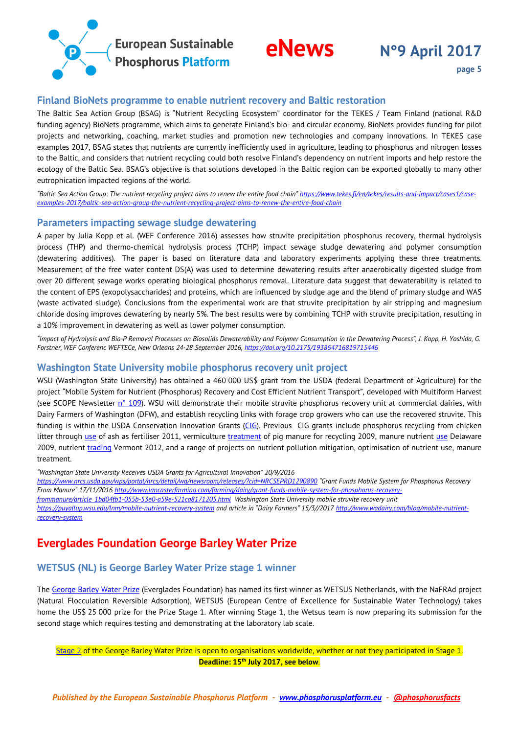## Finland BioNets programme to enable nutrient recovery and Baltic restoration

The Baltic Sea Action Group (BSAG) is "Nutrient Recycling Ecosystem" coordinator for the TEKES / Team Finland (national R&D funding agency) BioNets programme, which aims to generate Finland's bio- and circular economy. BioNets provides funding for pilot projects and networking, coaching, market studies and promotion new technologies and company innovations. In TEKES case examples 2017, BSAG states that nutrients are currently inefficiently used in agriculture, leading to phosphorus and nitrogen losses to the Baltic, and considers that nutrient recycling could both resolve Finland's dependency on nutrient imports and help restore the ecology of the Baltic Sea. BSAG's objective is that solutions developed in the Baltic region can be exported globally to many other eutrophication impacted regions of the world.

*"Baltic Sea Action Group: The nutrient recycling project aims to renew the entire food chain" https://www.tekes.fi/en/tekes/results-and-impact/cases1/case-examples-2017/baltic-sea-action-group-the-nutrient-recycling-project-aims-to-renew-the-entire-food-chain*

## Parameters impacting sewage sludge dewatering

A paper by Julia Kopp et al. (WEF Conference 2016) assesses how struvite precipitation phosphorus recovery, thermal hydrolysis process (THP) and thermo-chemical hydrolysis process (TCHP) impact sewage sludge dewatering and polymer consumption (dewatering additives). The paper is based on literature data and laboratory experiments applying these three treatments. Measurement of the free water content DS(A) was used to determine dewatering results after anaerobically digested sludge from over 20 different sewage works operating biological phosphorus removal. Literature data suggest that dewaterability is related to the content of EPS (exopolysaccharides) and proteins, which are influenced by sludge age and the blend of primary sludge and WAS (waste activated sludge). Conclusions from the experimental work are that struvite precipitation by air stripping and magnesium chloride dosing improves dewatering by nearly 5%. The best results were by combining TCHP with struvite precipitation, resulting in a 10% improvement in dewatering as well as lower polymer consumption.

*"Impact of Hydrolysis and Bio-P Removal Processes on Biosolids Dewaterability and Polymer Consumption in the Dewatering Process", J. Kopp, H. Yoshida, G. Forstner, WEF Conferenc WEFTECe, New Orleans 24-28 September 2016, https://doi.org/10.2175/193864716819715446*

## Washington State University mobile phosphorus recovery unit project

WSU (Washington State University) has obtained a 460 000 US$ grant from the USDA (federal Department of Agriculture) for the project "Mobile System for Nutrient (Phosphorus) Recovery and Cost Efficient Nutrient Transport", developed with Multiform Harvest (see SCOPE Newsletter n° 109). WSU will demonstrate their mobile struvite phosphorus recovery unit at commercial dairies, with Dairy Farmers of Washington (DFW), and establish recycling links with forage crop growers who can use the recovered struvite. This funding is within the USDA Conservation Innovation Grants (CIG). Previous CIG grants include phosphorus recycling from chicken litter through use of ash as fertiliser 2011, vermiculture treatment of pig manure for recycling 2009, manure nutrient use Delaware 2009, nutrient trading Vermont 2012, and a range of projects on nutrient pollution mitigation, optimisation of nutrient use, manure treatment.

*"Washington State University Receives USDA Grants for Agricultural Innovation" 20/9/2016 https://www.nrcs.usda.gov/wps/portal/nrcs/detail/wa/newsroom/releases/?cid=NRCSEPRD1290890 "Grant Funds Mobile System for Phosphorus Recovery From Manure" 17/11/2016 http://www.lancasterfarming.com/farming/dairy/grant-funds-mobile-system-for-phosphorus-recovery-frommanure/article_1bd04fb1-055b-53e0-a59e-521ca8171205.html Washington State University mobile struvite recovery unit https://puyallup.wsu.edu/lnm/mobile-nutrient-recovery-system and article in "Dairy Farmers" 15/3//2017 http://www.wadairy.com/blog/mobile-nutrient-recovery-system*

# Everglades Foundation George Barley Water Prize

## WETSUS (NL) is George Barley Water Prize stage 1 winner

The George Barley Water Prize (Everglades Foundation) has named its first winner as WETSUS Netherlands, with the NaFRAd project (Natural Flocculation Reversible Adsorption). WETSUS (European Centre of Excellence for Sustainable Water Technology) takes home the US$ 25 000 prize for the Prize Stage 1. After winning Stage 1, the Wetsus team is now preparing its submission for the second stage which requires testing and demonstrating at the laboratory lab scale.

Stage 2 of the George Barley Water Prize is open to organisations worldwide, whether or not they participated in Stage 1.
**Deadline: 15th July 2017, see below**.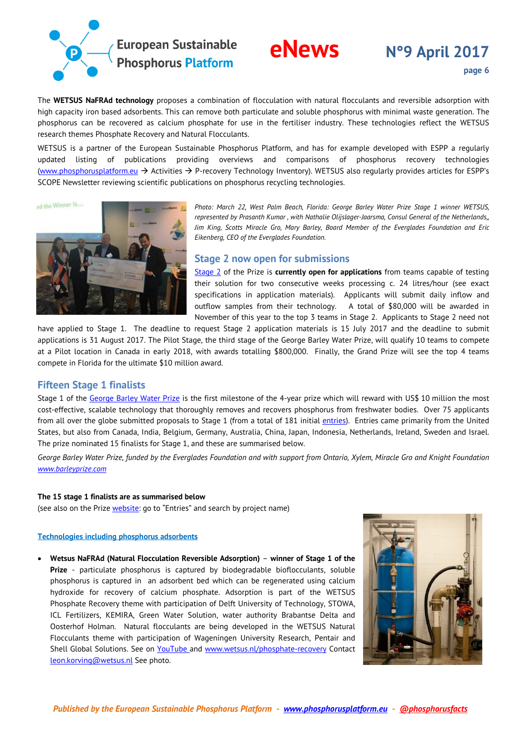The **WETSUS NaFRAd technology** proposes a combination of flocculation with natural flocculants and reversible adsorption with high capacity iron based adsorbents. This can remove both particulate and soluble phosphorus with minimal waste generation. The phosphorus can be recovered as calcium phosphate for use in the fertiliser industry. These technologies reflect the WETSUS research themes Phosphate Recovery and Natural Flocculants.

WETSUS is a partner of the European Sustainable Phosphorus Platform, and has for example developed with ESPP a regularly updated listing of publications providing overviews and comparisons of phosphorus recovery technologies (www.phosphorusplatform.eu → Activities → P-recovery Technology Inventory). WETSUS also regularly provides articles for ESPP's SCOPE Newsletter reviewing scientific publications on phosphorus recycling technologies.

*Photo: March 22, West Palm Beach, Florida: George Barley Water Prize Stage 1 winner WETSUS, represented by Prasanth Kumar , with Nathalie Olijslager-Jaarsma, Consul General of the Netherlands,, Jim King, Scotts Miracle Gro, Mary Barley, Board Member of the Everglades Foundation and Eric Eikenberg, CEO of the Everglades Foundation.*

## Stage 2 now open for submissions

Stage 2 of the Prize is **currently open for applications** from teams capable of testing their solution for two consecutive weeks processing c. 24 litres/hour (see exact specifications in application materials). Applicants will submit daily inflow and outflow samples from their technology. A total of $80,000 will be awarded in November of this year to the top 3 teams in Stage 2. Applicants to Stage 2 need not have applied to Stage 1. The deadline to request Stage 2 application materials is 15 July 2017 and the deadline to submit applications is 31 August 2017. The Pilot Stage, the third stage of the George Barley Water Prize, will qualify 10 teams to compete at a Pilot location in Canada in early 2018, with awards totalling $800,000. Finally, the Grand Prize will see the top 4 teams compete in Florida for the ultimate $10 million award.

## Fifteen Stage 1 finalists

Stage 1 of the George Barley Water Prize is the first milestone of the 4-year prize which will reward with US$ 10 million the most cost-effective, scalable technology that thoroughly removes and recovers phosphorus from freshwater bodies. Over 75 applicants from all over the globe submitted proposals to Stage 1 (from a total of 181 initial entries). Entries came primarily from the United States, but also from Canada, India, Belgium, Germany, Australia, China, Japan, Indonesia, Netherlands, Ireland, Sweden and Israel. The prize nominated 15 finalists for Stage 1, and these are summarised below.

*George Barley Water Prize, funded by the Everglades Foundation and with support from Ontario, Xylem, Miracle Gro and Knight Foundation* *www.barleyprize.com*

**The 15 stage 1 finalists are as summarised below**
(see also on the Prize website: go to "Entries" and search by project name)

**Technologies including phosphorus adsorbents**

- **Wetsus NaFRAd (Natural Flocculation Reversible Adsorption) – winner of Stage 1 of the Prize** - particulate phosphorus is captured by biodegradable bioflocculants, soluble phosphorus is captured in an adsorbent bed which can be regenerated using calcium hydroxide for recovery of calcium phosphate. Adsorption is part of the WETSUS Phosphate Recovery theme with participation of Delft University of Technology, STOWA, ICL Fertilizers, KEMIRA, Green Water Solution, water authority Brabantse Delta and Oosterhof Holman. Natural flocculants are being developed in the WETSUS Natural Flocculants theme with participation of Wageningen University Research, Pentair and Shell Global Solutions. See on YouTube and www.wetsus.nl/phosphate-recovery Contact leon.korving@wetsus.nl See photo.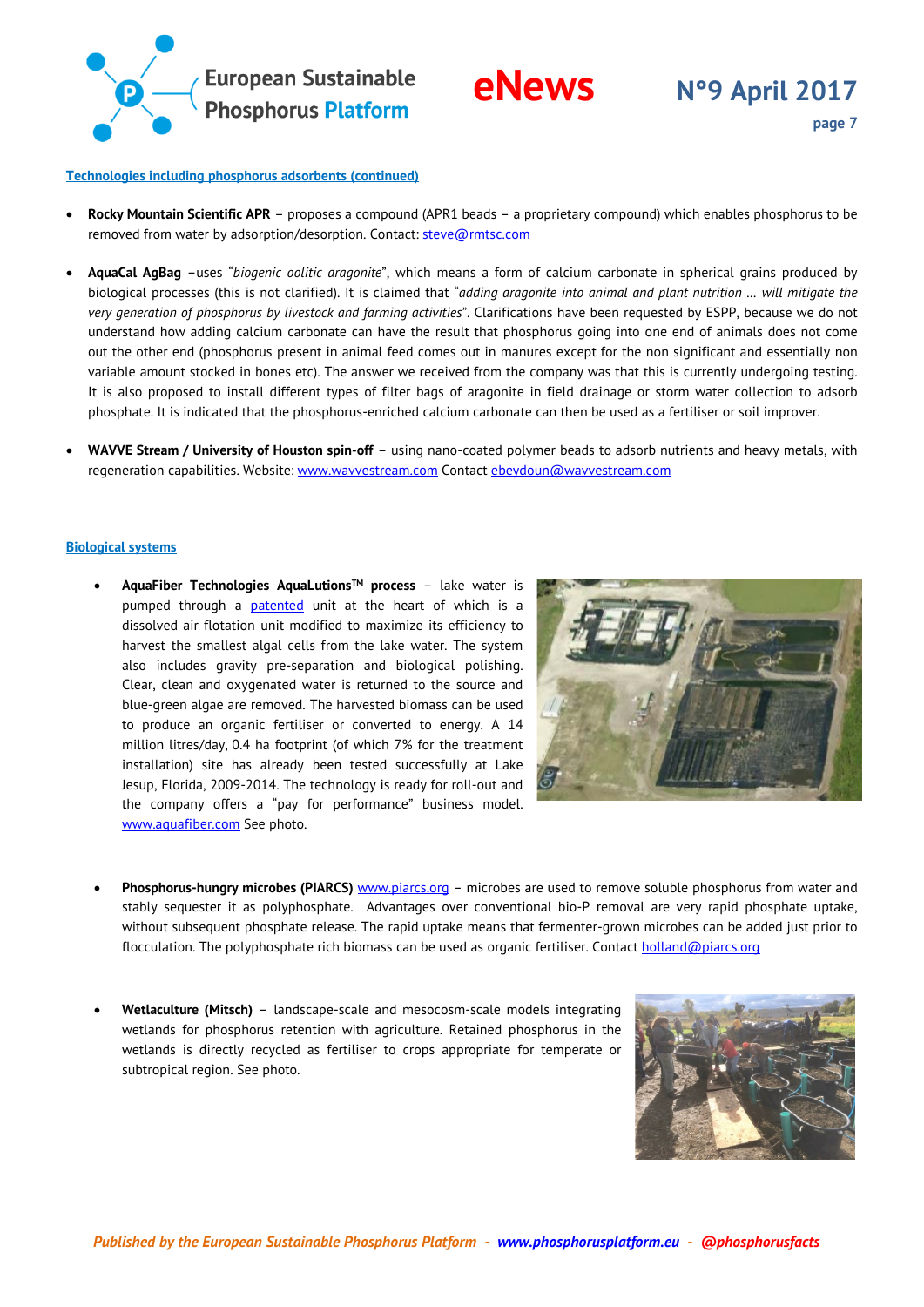**Technologies including phosphorus adsorbents (continued)**

- **Rocky Mountain Scientific APR** – proposes a compound (APR1 beads – a proprietary compound) which enables phosphorus to be removed from water by adsorption/desorption. Contact: steve@rmtsc.com

- **AquaCal AgBag** –uses "*biogenic oolitic aragonite*", which means a form of calcium carbonate in spherical grains produced by biological processes (this is not clarified). It is claimed that "*adding aragonite into animal and plant nutrition … will mitigate the very generation of phosphorus by livestock and farming activities*". Clarifications have been requested by ESPP, because we do not understand how adding calcium carbonate can have the result that phosphorus going into one end of animals does not come out the other end (phosphorus present in animal feed comes out in manures except for the non significant and essentially non variable amount stocked in bones etc). The answer we received from the company was that this is currently undergoing testing. It is also proposed to install different types of filter bags of aragonite in field drainage or storm water collection to adsorb phosphate. It is indicated that the phosphorus-enriched calcium carbonate can then be used as a fertiliser or soil improver.

- **WAVVE Stream / University of Houston spin-off** – using nano-coated polymer beads to adsorb nutrients and heavy metals, with regeneration capabilities. Website: www.wavvestream.com Contact ebeydoun@wavvestream.com

**Biological systems**

- **AquaFiber Technologies AquaLutions™ process** – lake water is pumped through a patented unit at the heart of which is a dissolved air flotation unit modified to maximize its efficiency to harvest the smallest algal cells from the lake water. The system also includes gravity pre-separation and biological polishing. Clear, clean and oxygenated water is returned to the source and blue-green algae are removed. The harvested biomass can be used to produce an organic fertiliser or converted to energy. A 14 million litres/day, 0.4 ha footprint (of which 7% for the treatment installation) site has already been tested successfully at Lake Jesup, Florida, 2009-2014. The technology is ready for roll-out and the company offers a "pay for performance" business model. www.aquafiber.com See photo.

- **Phosphorus-hungry microbes (PIARCS)** www.piarcs.org – microbes are used to remove soluble phosphorus from water and stably sequester it as polyphosphate. Advantages over conventional bio-P removal are very rapid phosphate uptake, without subsequent phosphate release. The rapid uptake means that fermenter-grown microbes can be added just prior to flocculation. The polyphosphate rich biomass can be used as organic fertiliser. Contact holland@piarcs.org

- **Wetlaculture (Mitsch)** – landscape-scale and mesocosm-scale models integrating wetlands for phosphorus retention with agriculture. Retained phosphorus in the wetlands is directly recycled as fertiliser to crops appropriate for temperate or subtropical region. See photo.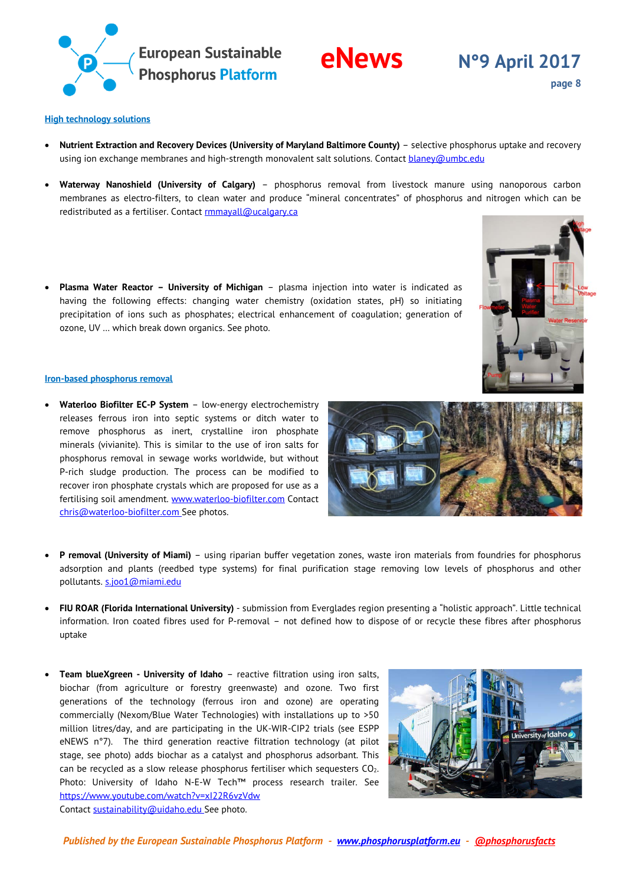[High technology solutions](#)

- **Nutrient Extraction and Recovery Devices (University of Maryland Baltimore County)** – selective phosphorus uptake and recovery using ion exchange membranes and high-strength monovalent salt solutions. Contact blaney@umbc.edu

- **Waterway Nanoshield (University of Calgary)** – phosphorus removal from livestock manure using nanoporous carbon membranes as electro-filters, to clean water and produce "mineral concentrates" of phosphorus and nitrogen which can be redistributed as a fertiliser. Contact rmmayall@ucalgary.ca

- **Plasma Water Reactor – University of Michigan** – plasma injection into water is indicated as having the following effects: changing water chemistry (oxidation states, pH) so initiating precipitation of ions such as phosphates; electrical enhancement of coagulation; generation of ozone, UV … which break down organics. See photo.

[Iron-based phosphorus removal](#)

- **Waterloo Biofilter EC-P System** – low-energy electrochemistry releases ferrous iron into septic systems or ditch water to remove phosphorus as inert, crystalline iron phosphate minerals (vivianite). This is similar to the use of iron salts for phosphorus removal in sewage works worldwide, but without P-rich sludge production. The process can be modified to recover iron phosphate crystals which are proposed for use as a fertilising soil amendment. www.waterloo-biofilter.com Contact chris@waterloo-biofilter.com See photos.

- **P removal (University of Miami)** – using riparian buffer vegetation zones, waste iron materials from foundries for phosphorus adsorption and plants (reedbed type systems) for final purification stage removing low levels of phosphorus and other pollutants. s.joo1@miami.edu

- **FIU ROAR (Florida International University)** - submission from Everglades region presenting a "holistic approach". Little technical information. Iron coated fibres used for P-removal – not defined how to dispose of or recycle these fibres after phosphorus uptake

- **Team blueXgreen - University of Idaho** – reactive filtration using iron salts, biochar (from agriculture or forestry greenwaste) and ozone. Two first generations of the technology (ferrous iron and ozone) are operating commercially (Nexom/Blue Water Technologies) with installations up to >50 million litres/day, and are participating in the UK-WIR-CIP2 trials (see ESPP eNEWS n°7). The third generation reactive filtration technology (at pilot stage, see photo) adds biochar as a catalyst and phosphorus adsorbant. This can be recycled as a slow release phosphorus fertiliser which sequesters $CO_2$. Photo: University of Idaho N-E-W Tech™ process research trailer. See https://www.youtube.com/watch?v=xI22R6vZVdw
  Contact sustainability@uidaho.edu See photo.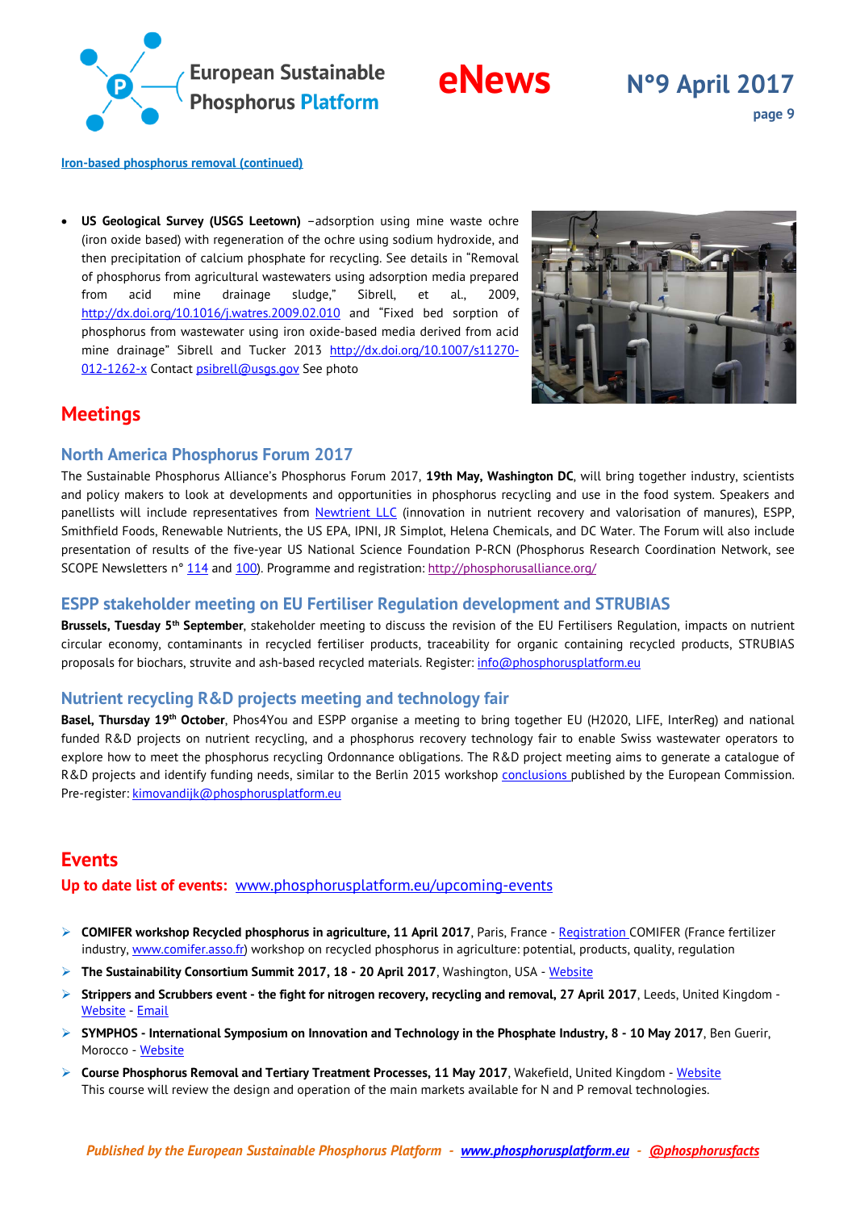[Iron-based phosphorus removal (continued)](#)

- **US Geological Survey (USGS Leetown)** –adsorption using mine waste ochre (iron oxide based) with regeneration of the ochre using sodium hydroxide, and then precipitation of calcium phosphate for recycling. See details in "Removal of phosphorus from agricultural wastewaters using adsorption media prepared from acid mine drainage sludge," Sibrell, et al., 2009, http://dx.doi.org/10.1016/j.watres.2009.02.010 and "Fixed bed sorption of phosphorus from wastewater using iron oxide-based media derived from acid mine drainage" Sibrell and Tucker 2013 http://dx.doi.org/10.1007/s11270-012-1262-x Contact psibrell@usgs.gov See photo

# Meetings

## North America Phosphorus Forum 2017

The Sustainable Phosphorus Alliance's Phosphorus Forum 2017, **19th May, Washington DC**, will bring together industry, scientists and policy makers to look at developments and opportunities in phosphorus recycling and use in the food system. Speakers and panellists will include representatives from Newtrient LLC (innovation in nutrient recovery and valorisation of manures), ESPP, Smithfield Foods, Renewable Nutrients, the US EPA, IPNI, JR Simplot, Helena Chemicals, and DC Water. The Forum will also include presentation of results of the five-year US National Science Foundation P-RCN (Phosphorus Research Coordination Network, see SCOPE Newsletters n° 114 and 100). Programme and registration: http://phosphorusalliance.org/

## ESPP stakeholder meeting on EU Fertiliser Regulation development and STRUBIAS

**Brussels, Tuesday 5th September**, stakeholder meeting to discuss the revision of the EU Fertilisers Regulation, impacts on nutrient circular economy, contaminants in recycled fertiliser products, traceability for organic containing recycled products, STRUBIAS proposals for biochars, struvite and ash-based recycled materials. Register: info@phosphorusplatform.eu

## Nutrient recycling R&D projects meeting and technology fair

**Basel, Thursday 19th October**, Phos4You and ESPP organise a meeting to bring together EU (H2020, LIFE, InterReg) and national funded R&D projects on nutrient recycling, and a phosphorus recovery technology fair to enable Swiss wastewater operators to explore how to meet the phosphorus recycling Ordonnance obligations. The R&D project meeting aims to generate a catalogue of R&D projects and identify funding needs, similar to the Berlin 2015 workshop conclusions published by the European Commission. Pre-register: kimovandijk@phosphorusplatform.eu

# Events

## Up to date list of events: www.phosphorusplatform.eu/upcoming-events

- **COMIFER workshop Recycled phosphorus in agriculture, 11 April 2017**, Paris, France - Registration COMIFER (France fertilizer industry, www.comifer.asso.fr) workshop on recycled phosphorus in agriculture: potential, products, quality, regulation
- **The Sustainability Consortium Summit 2017, 18 - 20 April 2017**, Washington, USA - Website
- **Strippers and Scrubbers event - the fight for nitrogen recovery, recycling and removal, 27 April 2017**, Leeds, United Kingdom - Website - Email
- **SYMPHOS - International Symposium on Innovation and Technology in the Phosphate Industry, 8 - 10 May 2017**, Ben Guerir, Morocco - Website
- **Course Phosphorus Removal and Tertiary Treatment Processes, 11 May 2017**, Wakefield, United Kingdom - Website
  This course will review the design and operation of the main markets available for N and P removal technologies.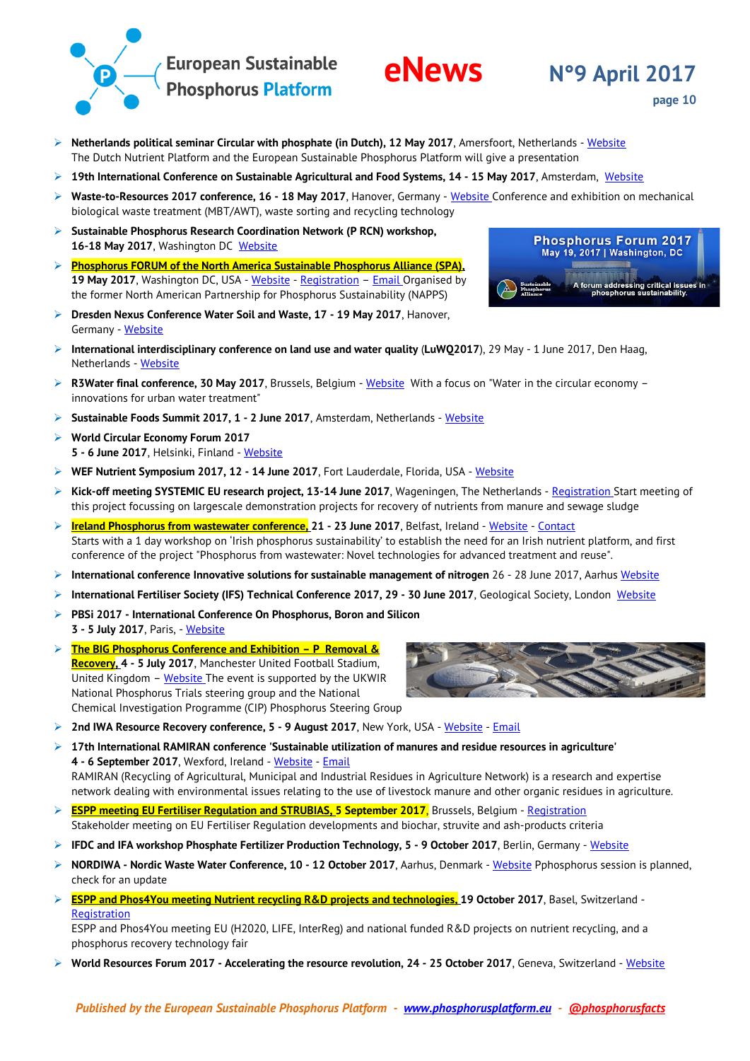- **Netherlands political seminar Circular with phosphate (in Dutch), 12 May 2017**, Amersfoort, Netherlands - Website
  The Dutch Nutrient Platform and the European Sustainable Phosphorus Platform will give a presentation
- **19th International Conference on Sustainable Agricultural and Food Systems, 14 - 15 May 2017**, Amsterdam, Website
- **Waste-to-Resources 2017 conference, 16 - 18 May 2017**, Hanover, Germany - Website Conference and exhibition on mechanical biological waste treatment (MBT/AWT), waste sorting and recycling technology
- **Sustainable Phosphorus Research Coordination Network (P RCN) workshop, 16-18 May 2017**, Washington DC Website
- **Phosphorus FORUM of the North America Sustainable Phosphorus Alliance (SPA), 19 May 2017**, Washington DC, USA - Website - Registration – Email Organised by the former North American Partnership for Phosphorus Sustainability (NAPPS)
- **Dresden Nexus Conference Water Soil and Waste, 17 - 19 May 2017**, Hanover, Germany - Website
- **International interdisciplinary conference on land use and water quality** (**LuWQ2017**), 29 May - 1 June 2017, Den Haag, Netherlands - Website
- **R3Water final conference, 30 May 2017**, Brussels, Belgium - Website With a focus on "Water in the circular economy – innovations for urban water treatment"
- **Sustainable Foods Summit 2017, 1 - 2 June 2017**, Amsterdam, Netherlands - Website
- **World Circular Economy Forum 2017**
  **5 - 6 June 2017**, Helsinki, Finland - Website
- **WEF Nutrient Symposium 2017, 12 - 14 June 2017**, Fort Lauderdale, Florida, USA - Website
- **Kick-off meeting SYSTEMIC EU research project, 13-14 June 2017**, Wageningen, The Netherlands - Registration Start meeting of this project focussing on largescale demonstration projects for recovery of nutrients from manure and sewage sludge
- **Ireland Phosphorus from wastewater conference, 21 - 23 June 2017**, Belfast, Ireland - Website - Contact
  Starts with a 1 day workshop on 'Irish phosphorus sustainability' to establish the need for an Irish nutrient platform, and first conference of the project "Phosphorus from wastewater: Novel technologies for advanced treatment and reuse".
- **International conference Innovative solutions for sustainable management of nitrogen** 26 - 28 June 2017, Aarhus Website
- **International Fertiliser Society (IFS) Technical Conference 2017, 29 - 30 June 2017**, Geological Society, London Website
- **PBSi 2017 - International Conference On Phosphorus, Boron and Silicon**
  **3 - 5 July 2017**, Paris, - Website
- **The BIG Phosphorus Conference and Exhibition – P Removal & Recovery, 4 - 5 July 2017**, Manchester United Football Stadium, United Kingdom – Website The event is supported by the UKWIR National Phosphorus Trials steering group and the National Chemical Investigation Programme (CIP) Phosphorus Steering Group
- **2nd IWA Resource Recovery conference, 5 - 9 August 2017**, New York, USA - Website - Email
- **17th International RAMIRAN conference 'Sustainable utilization of manures and residue resources in agriculture'**
  **4 - 6 September 2017**, Wexford, Ireland - Website - Email
  RAMIRAN (Recycling of Agricultural, Municipal and Industrial Residues in Agriculture Network) is a research and expertise network dealing with environmental issues relating to the use of livestock manure and other organic residues in agriculture.
- **ESPP meeting EU Fertiliser Regulation and STRUBIAS, 5 September 2017**, Brussels, Belgium - Registration
  Stakeholder meeting on EU Fertiliser Regulation developments and biochar, struvite and ash-products criteria
- **IFDC and IFA workshop Phosphate Fertilizer Production Technology, 5 - 9 October 2017**, Berlin, Germany - Website
- **NORDIWA - Nordic Waste Water Conference, 10 - 12 October 2017**, Aarhus, Denmark - Website Pphosphorus session is planned, check for an update
- **ESPP and Phos4You meeting Nutrient recycling R&D projects and technologies, 19 October 2017**, Basel, Switzerland - Registration
  ESPP and Phos4You meeting EU (H2020, LIFE, InterReg) and national funded R&D projects on nutrient recycling, and a phosphorus recovery technology fair
- **World Resources Forum 2017 - Accelerating the resource revolution, 24 - 25 October 2017**, Geneva, Switzerland - Website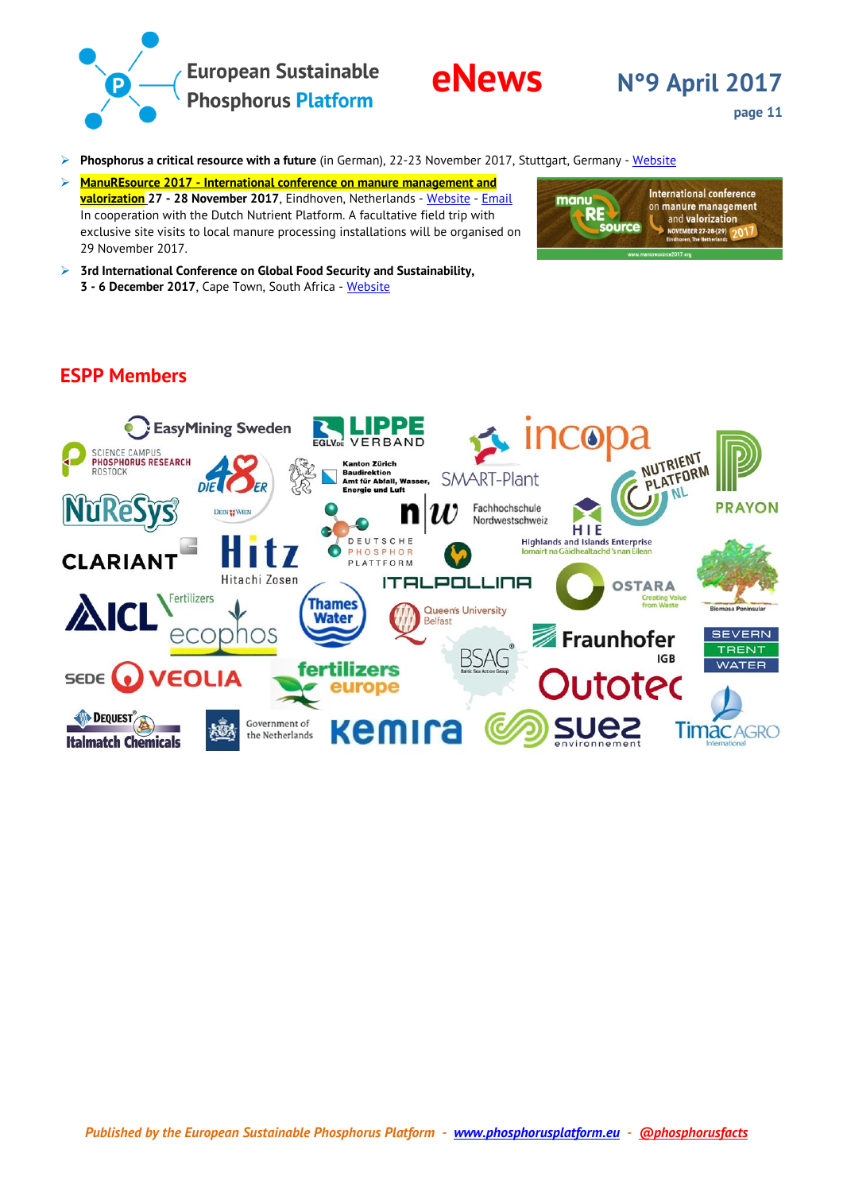- **Phosphorus a critical resource with a future** (in German), 22-23 November 2017, Stuttgart, Germany - Website
- **ManuREsource 2017 - International conference on manure management and valorization 27 - 28 November 2017**, Eindhoven, Netherlands - Website - Email
  In cooperation with the Dutch Nutrient Platform. A facultative field trip with exclusive site visits to local manure processing installations will be organised on 29 November 2017.
- **3rd International Conference on Global Food Security and Sustainability, 3 - 6 December 2017**, Cape Town, South Africa - Website

## ESPP Members

*Published by the European Sustainable Phosphorus Platform - www.phosphorusplatform.eu - @phosphorusfacts*